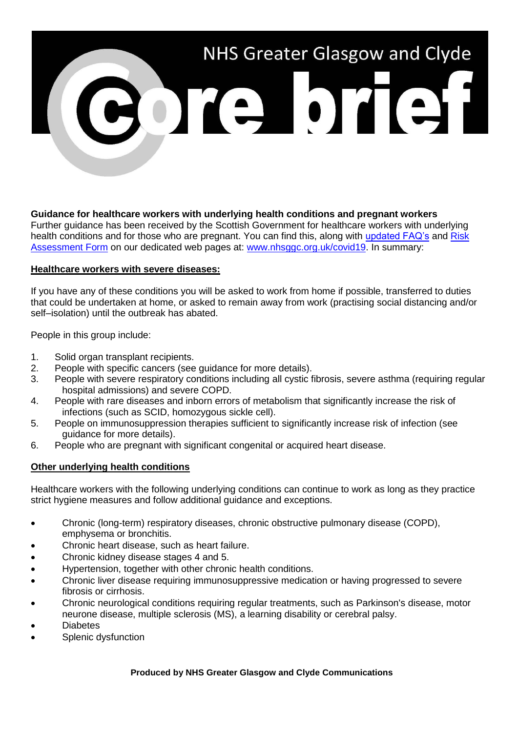# NHS Greater Glasgow and Clyde Core brief

**Guidance for healthcare workers with underlying health conditions and pregnant workers**

Further guidance has been received by the Scottish Government for healthcare workers with underlying health conditions and for those who are pregnant. You can find this, along with [updated FAQ's]() and [Risk Assessment Form]() on our dedicated web pages at: [www.nhsggc.org.uk/covid19](www.nhsggc.org.uk/covid19). In summary:

## Healthcare workers with severe diseases:

If you have any of these conditions you will be asked to work from home if possible, transferred to duties that could be undertaken at home, or asked to remain away from work (practising social distancing and/or self–isolation) until the outbreak has abated.

People in this group include:

1. Solid organ transplant recipients.
2. People with specific cancers (see guidance for more details).
3. People with severe respiratory conditions including all cystic fibrosis, severe asthma (requiring regular hospital admissions) and severe COPD.
4. People with rare diseases and inborn errors of metabolism that significantly increase the risk of infections (such as SCID, homozygous sickle cell).
5. People on immunosuppression therapies sufficient to significantly increase risk of infection (see guidance for more details).
6. People who are pregnant with significant congenital or acquired heart disease.

## Other underlying health conditions

Healthcare workers with the following underlying conditions can continue to work as long as they practice strict hygiene measures and follow additional guidance and exceptions.

- Chronic (long-term) respiratory diseases, chronic obstructive pulmonary disease (COPD), emphysema or bronchitis.
- Chronic heart disease, such as heart failure.
- Chronic kidney disease stages 4 and 5.
- Hypertension, together with other chronic health conditions.
- Chronic liver disease requiring immunosuppressive medication or having progressed to severe fibrosis or cirrhosis.
- Chronic neurological conditions requiring regular treatments, such as Parkinson's disease, motor neurone disease, multiple sclerosis (MS), a learning disability or cerebral palsy.
- Diabetes
- Splenic dysfunction

**Produced by NHS Greater Glasgow and Clyde Communications**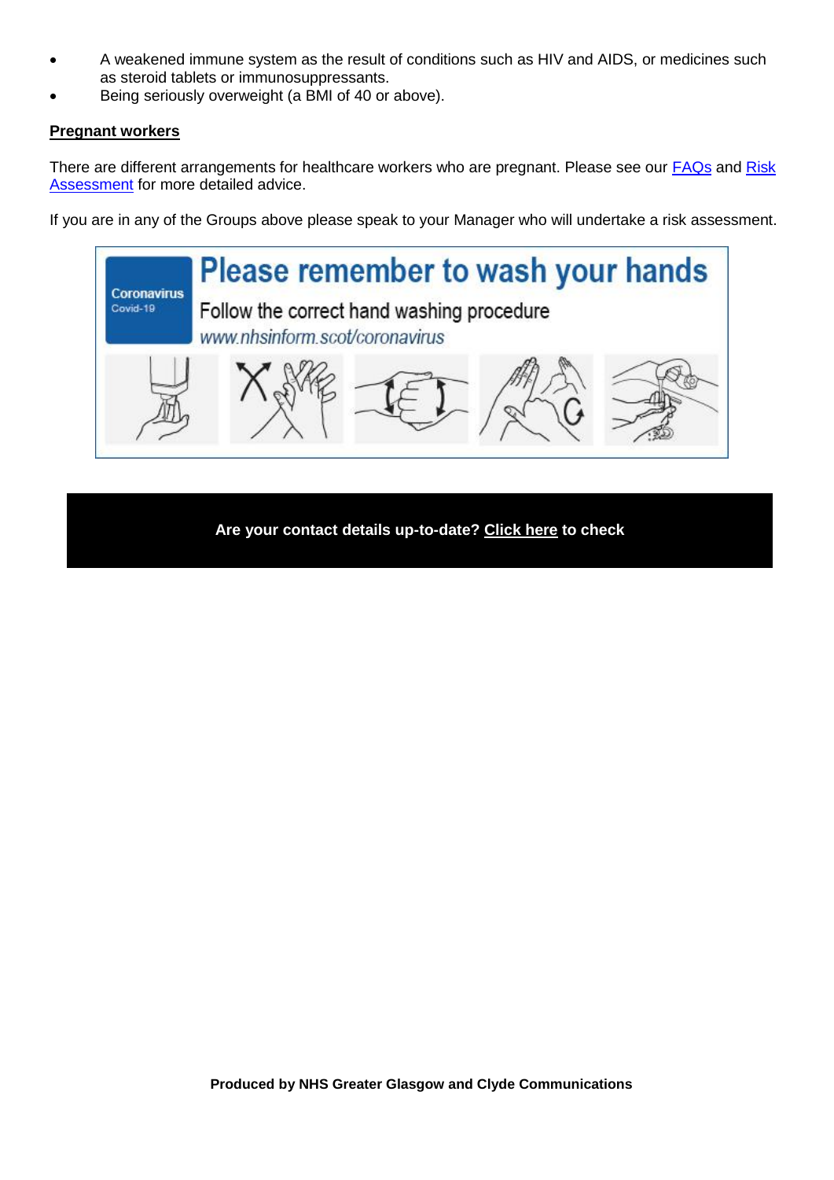- A weakened immune system as the result of conditions such as HIV and AIDS, or medicines such as steroid tablets or immunosuppressants.
- Being seriously overweight (a BMI of 40 or above).

**Pregnant workers**

There are different arrangements for healthcare workers who are pregnant. Please see our FAQs and Risk Assessment for more detailed advice.

If you are in any of the Groups above please speak to your Manager who will undertake a risk assessment.

Coronavirus
Covid-19

Please remember to wash your hands

Follow the correct hand washing procedure

*www.nhsinform.scot/coronavirus*

**Are your contact details up-to-date? Click here to check**

**Produced by NHS Greater Glasgow and Clyde Communications**